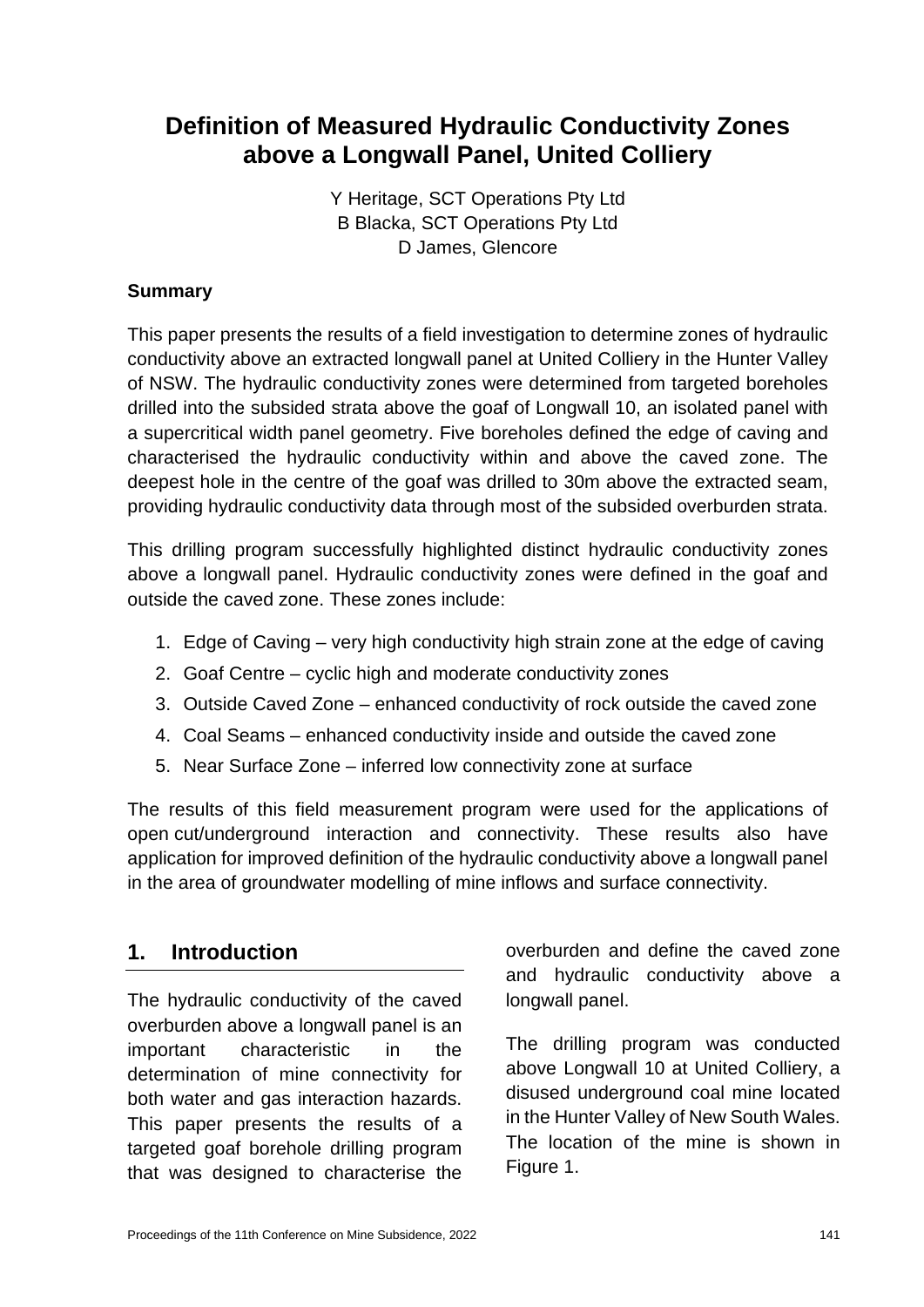# Definition of Measured Hydraulic Conductivity Zones above a Longwall Panel, United Colliery

Y Heritage, SCT Operations Pty Ltd
B Blacka, SCT Operations Pty Ltd
D James, Glencore

### Summary

This paper presents the results of a field investigation to determine zones of hydraulic conductivity above an extracted longwall panel at United Colliery in the Hunter Valley of NSW. The hydraulic conductivity zones were determined from targeted boreholes drilled into the subsided strata above the goaf of Longwall 10, an isolated panel with a supercritical width panel geometry. Five boreholes defined the edge of caving and characterised the hydraulic conductivity within and above the caved zone. The deepest hole in the centre of the goaf was drilled to 30m above the extracted seam, providing hydraulic conductivity data through most of the subsided overburden strata.

This drilling program successfully highlighted distinct hydraulic conductivity zones above a longwall panel. Hydraulic conductivity zones were defined in the goaf and outside the caved zone. These zones include:

1. Edge of Caving – very high conductivity high strain zone at the edge of caving
2. Goaf Centre – cyclic high and moderate conductivity zones
3. Outside Caved Zone – enhanced conductivity of rock outside the caved zone
4. Coal Seams – enhanced conductivity inside and outside the caved zone
5. Near Surface Zone – inferred low connectivity zone at surface

The results of this field measurement program were used for the applications of open cut/underground interaction and connectivity. These results also have application for improved definition of the hydraulic conductivity above a longwall panel in the area of groundwater modelling of mine inflows and surface connectivity.

## 1. Introduction

The hydraulic conductivity of the caved overburden above a longwall panel is an important characteristic in the determination of mine connectivity for both water and gas interaction hazards. This paper presents the results of a targeted goaf borehole drilling program that was designed to characterise the overburden and define the caved zone and hydraulic conductivity above a longwall panel.

The drilling program was conducted above Longwall 10 at United Colliery, a disused underground coal mine located in the Hunter Valley of New South Wales. The location of the mine is shown in Figure 1.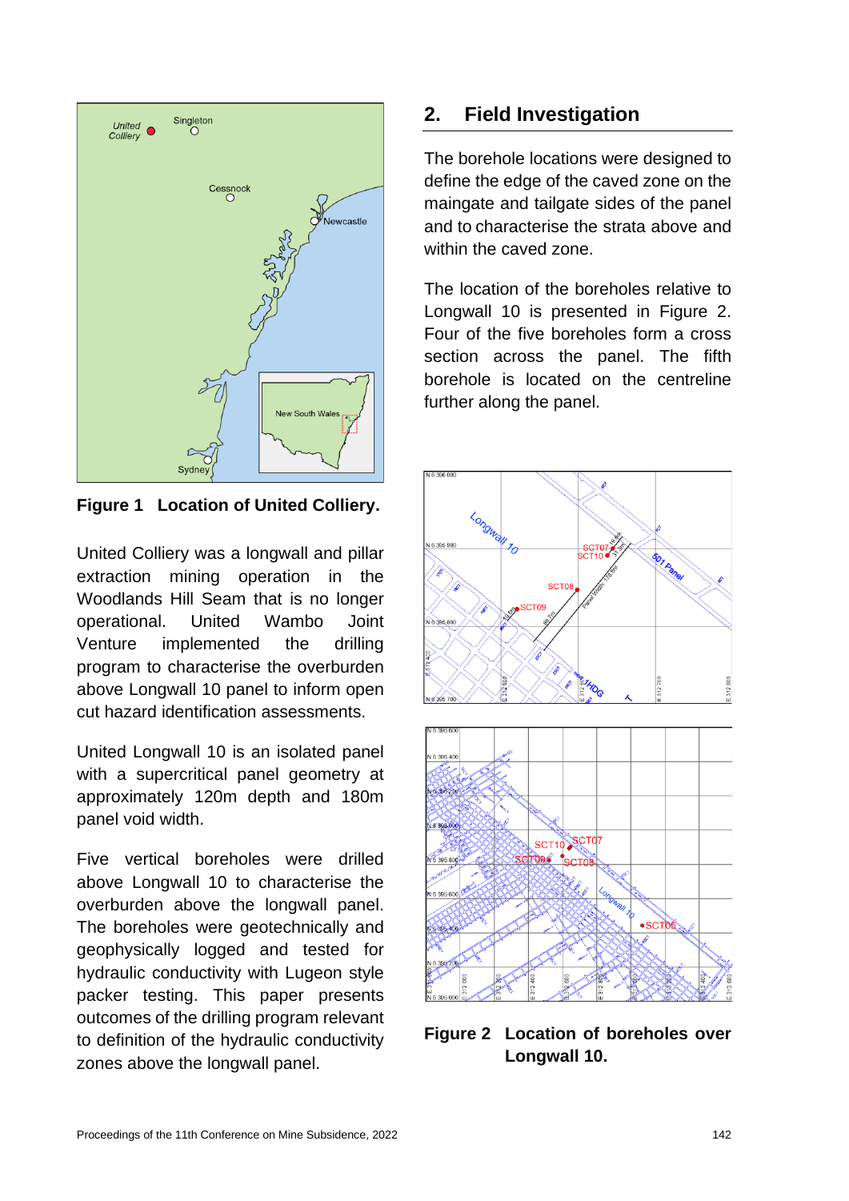**Figure 1 Location of United Colliery.**

United Colliery was a longwall and pillar extraction mining operation in the Woodlands Hill Seam that is no longer operational. United Wambo Joint Venture implemented the drilling program to characterise the overburden above Longwall 10 panel to inform open cut hazard identification assessments.

United Longwall 10 is an isolated panel with a supercritical panel geometry at approximately 120m depth and 180m panel void width.

Five vertical boreholes were drilled above Longwall 10 to characterise the overburden above the longwall panel. The boreholes were geotechnically and geophysically logged and tested for hydraulic conductivity with Lugeon style packer testing. This paper presents outcomes of the drilling program relevant to definition of the hydraulic conductivity zones above the longwall panel.

## 2. Field Investigation

The borehole locations were designed to define the edge of the caved zone on the maingate and tailgate sides of the panel and to characterise the strata above and within the caved zone.

The location of the boreholes relative to Longwall 10 is presented in Figure 2. Four of the five boreholes form a cross section across the panel. The fifth borehole is located on the centreline further along the panel.

**Figure 2 Location of boreholes over Longwall 10.**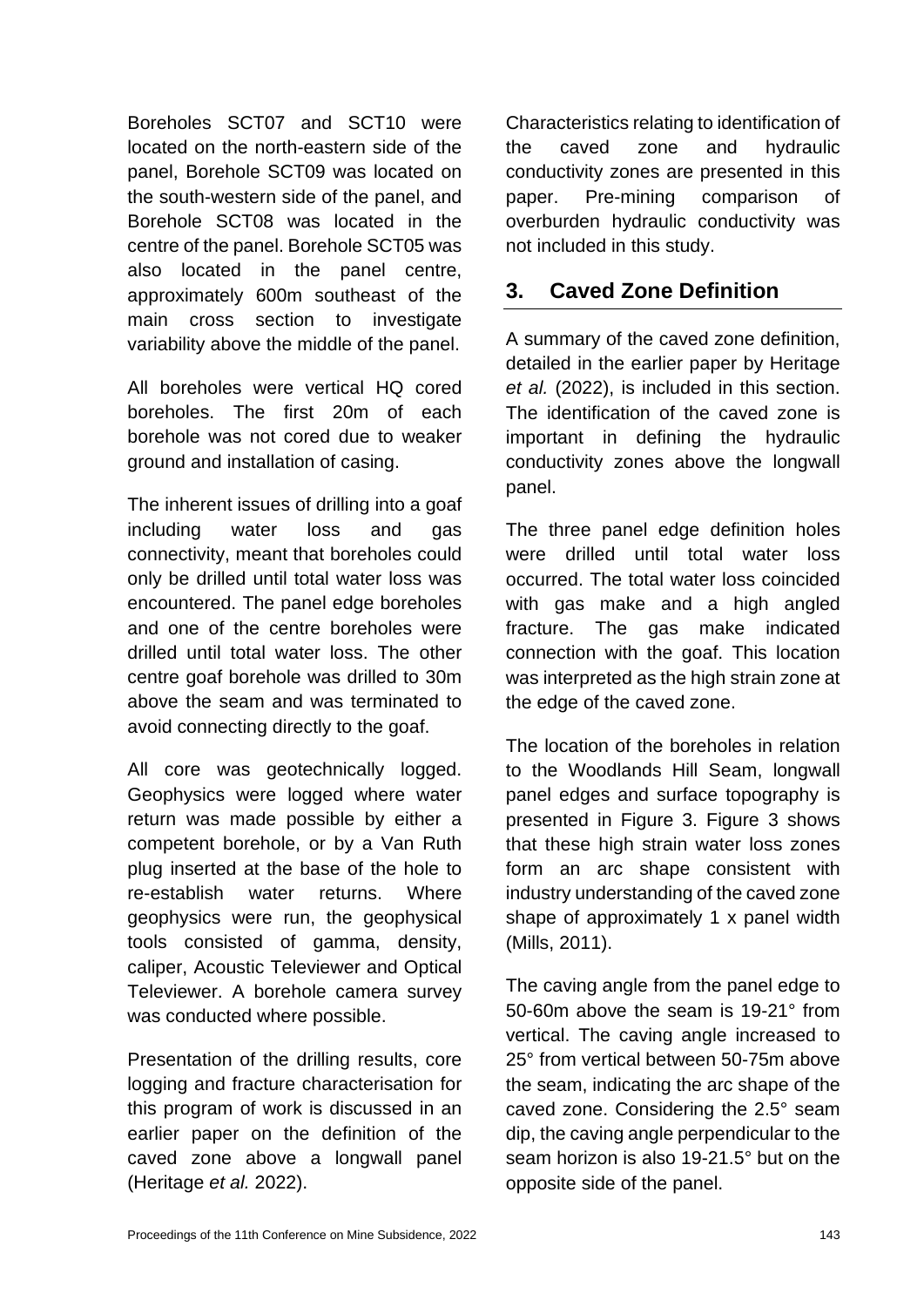Boreholes SCT07 and SCT10 were located on the north-eastern side of the panel, Borehole SCT09 was located on the south-western side of the panel, and Borehole SCT08 was located in the centre of the panel. Borehole SCT05 was also located in the panel centre, approximately 600m southeast of the main cross section to investigate variability above the middle of the panel.

All boreholes were vertical HQ cored boreholes. The first 20m of each borehole was not cored due to weaker ground and installation of casing.

The inherent issues of drilling into a goaf including water loss and gas connectivity, meant that boreholes could only be drilled until total water loss was encountered. The panel edge boreholes and one of the centre boreholes were drilled until total water loss. The other centre goaf borehole was drilled to 30m above the seam and was terminated to avoid connecting directly to the goaf.

All core was geotechnically logged. Geophysics were logged where water return was made possible by either a competent borehole, or by a Van Ruth plug inserted at the base of the hole to re-establish water returns. Where geophysics were run, the geophysical tools consisted of gamma, density, caliper, Acoustic Televiewer and Optical Televiewer. A borehole camera survey was conducted where possible.

Presentation of the drilling results, core logging and fracture characterisation for this program of work is discussed in an earlier paper on the definition of the caved zone above a longwall panel (Heritage *et al.* 2022).

Characteristics relating to identification of the caved zone and hydraulic conductivity zones are presented in this paper. Pre-mining comparison of overburden hydraulic conductivity was not included in this study.

## 3. Caved Zone Definition

A summary of the caved zone definition, detailed in the earlier paper by Heritage *et al.* (2022), is included in this section. The identification of the caved zone is important in defining the hydraulic conductivity zones above the longwall panel.

The three panel edge definition holes were drilled until total water loss occurred. The total water loss coincided with gas make and a high angled fracture. The gas make indicated connection with the goaf. This location was interpreted as the high strain zone at the edge of the caved zone.

The location of the boreholes in relation to the Woodlands Hill Seam, longwall panel edges and surface topography is presented in Figure 3. Figure 3 shows that these high strain water loss zones form an arc shape consistent with industry understanding of the caved zone shape of approximately 1 x panel width (Mills, 2011).

The caving angle from the panel edge to 50-60m above the seam is 19-21° from vertical. The caving angle increased to 25° from vertical between 50-75m above the seam, indicating the arc shape of the caved zone. Considering the 2.5° seam dip, the caving angle perpendicular to the seam horizon is also 19-21.5° but on the opposite side of the panel.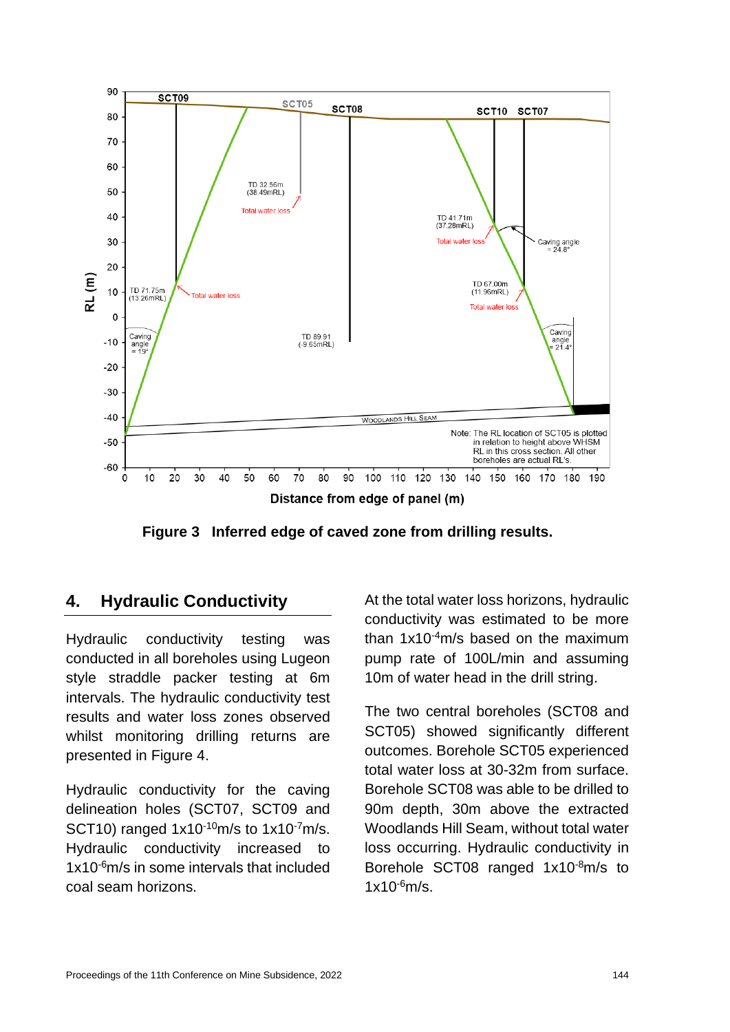Figure 3 Inferred edge of caved zone from drilling results.

## 4. Hydraulic Conductivity

Hydraulic conductivity testing was conducted in all boreholes using Lugeon style straddle packer testing at 6m intervals. The hydraulic conductivity test results and water loss zones observed whilst monitoring drilling returns are presented in Figure 4.

Hydraulic conductivity for the caving delineation holes (SCT07, SCT09 and SCT10) ranged $1 \times 10^{-10}$m/s to $1 \times 10^{-7}$m/s. Hydraulic conductivity increased to $1 \times 10^{-6}$m/s in some intervals that included coal seam horizons.

At the total water loss horizons, hydraulic conductivity was estimated to be more than $1 \times 10^{-4}$m/s based on the maximum pump rate of 100L/min and assuming 10m of water head in the drill string.

The two central boreholes (SCT08 and SCT05) showed significantly different outcomes. Borehole SCT05 experienced total water loss at 30-32m from surface. Borehole SCT08 was able to be drilled to 90m depth, 30m above the extracted Woodlands Hill Seam, without total water loss occurring. Hydraulic conductivity in Borehole SCT08 ranged $1 \times 10^{-8}$m/s to $1 \times 10^{-6}$m/s.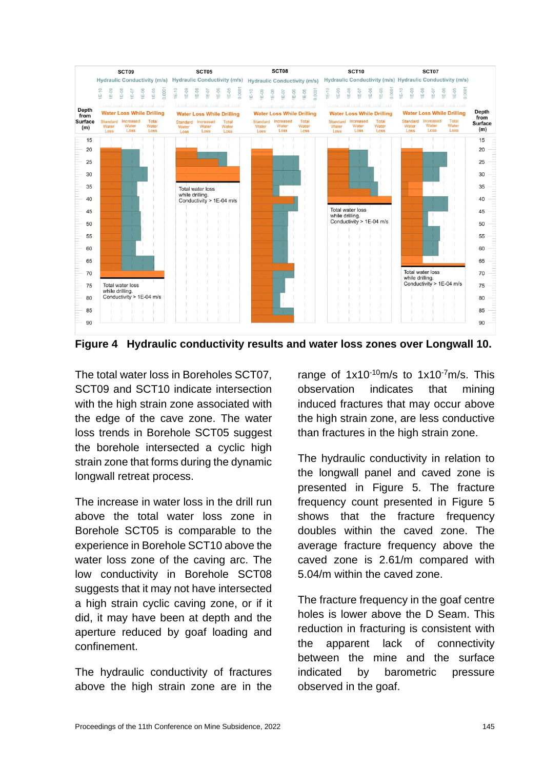**Figure 4 Hydraulic conductivity results and water loss zones over Longwall 10.**

The total water loss in Boreholes SCT07, SCT09 and SCT10 indicate intersection with the high strain zone associated with the edge of the cave zone. The water loss trends in Borehole SCT05 suggest the borehole intersected a cyclic high strain zone that forms during the dynamic longwall retreat process.

The increase in water loss in the drill run above the total water loss zone in Borehole SCT05 is comparable to the experience in Borehole SCT10 above the water loss zone of the caving arc. The low conductivity in Borehole SCT08 suggests that it may not have intersected a high strain cyclic caving zone, or if it did, it may have been at depth and the aperture reduced by goaf loading and confinement.

The hydraulic conductivity of fractures above the high strain zone are in the range of $1x10^{-10}$m/s to $1x10^{-7}$m/s. This observation indicates that mining induced fractures that may occur above the high strain zone, are less conductive than fractures in the high strain zone.

The hydraulic conductivity in relation to the longwall panel and caved zone is presented in Figure 5. The fracture frequency count presented in Figure 5 shows that the fracture frequency doubles within the caved zone. The average fracture frequency above the caved zone is 2.61/m compared with 5.04/m within the caved zone.

The fracture frequency in the goaf centre holes is lower above the D Seam. This reduction in fracturing is consistent with the apparent lack of connectivity between the mine and the surface indicated by barometric pressure observed in the goaf.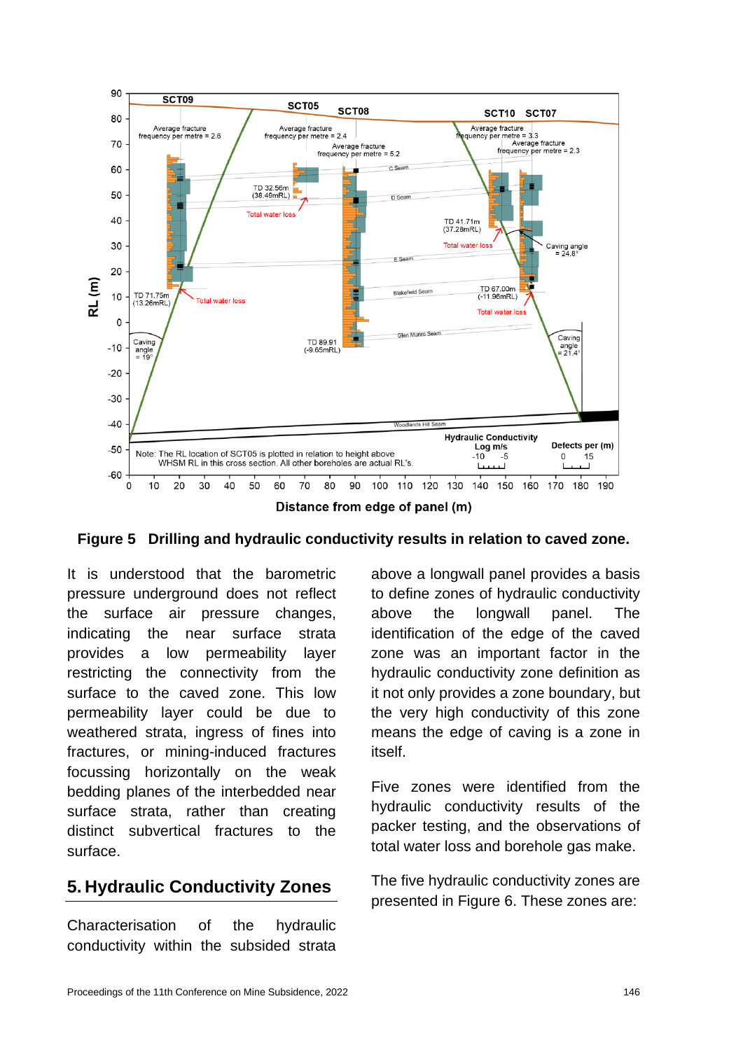**Figure 5 Drilling and hydraulic conductivity results in relation to caved zone.**

It is understood that the barometric pressure underground does not reflect the surface air pressure changes, indicating the near surface strata provides a low permeability layer restricting the connectivity from the surface to the caved zone. This low permeability layer could be due to weathered strata, ingress of fines into fractures, or mining-induced fractures focussing horizontally on the weak bedding planes of the interbedded near surface strata, rather than creating distinct subvertical fractures to the surface.

## 5. Hydraulic Conductivity Zones

Characterisation of the hydraulic conductivity within the subsided strata above a longwall panel provides a basis to define zones of hydraulic conductivity above the longwall panel. The identification of the edge of the caved zone was an important factor in the hydraulic conductivity zone definition as it not only provides a zone boundary, but the very high conductivity of this zone means the edge of caving is a zone in itself.

Five zones were identified from the hydraulic conductivity results of the packer testing, and the observations of total water loss and borehole gas make.

The five hydraulic conductivity zones are presented in Figure 6. These zones are: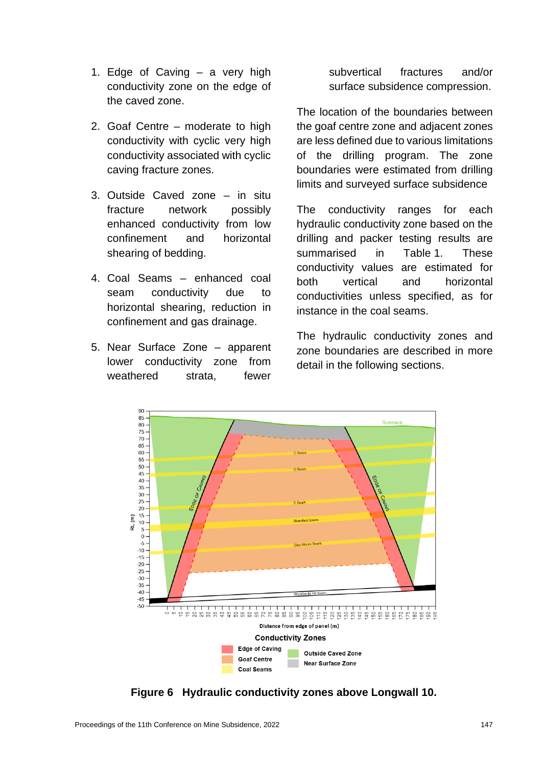1. Edge of Caving – a very high conductivity zone on the edge of the caved zone.

2. Goaf Centre – moderate to high conductivity with cyclic very high conductivity associated with cyclic caving fracture zones.

3. Outside Caved zone – in situ fracture network possibly enhanced conductivity from low confinement and horizontal shearing of bedding.

4. Coal Seams – enhanced coal seam conductivity due to horizontal shearing, reduction in confinement and gas drainage.

5. Near Surface Zone – apparent lower conductivity zone from weathered strata, fewer subvertical fractures and/or surface subsidence compression.

The location of the boundaries between the goaf centre zone and adjacent zones are less defined due to various limitations of the drilling program. The zone boundaries were estimated from drilling limits and surveyed surface subsidence

The conductivity ranges for each hydraulic conductivity zone based on the drilling and packer testing results are summarised in Table 1. These conductivity values are estimated for both vertical and horizontal conductivities unless specified, as for instance in the coal seams.

The hydraulic conductivity zones and zone boundaries are described in more detail in the following sections.

**Figure 6 Hydraulic conductivity zones above Longwall 10.**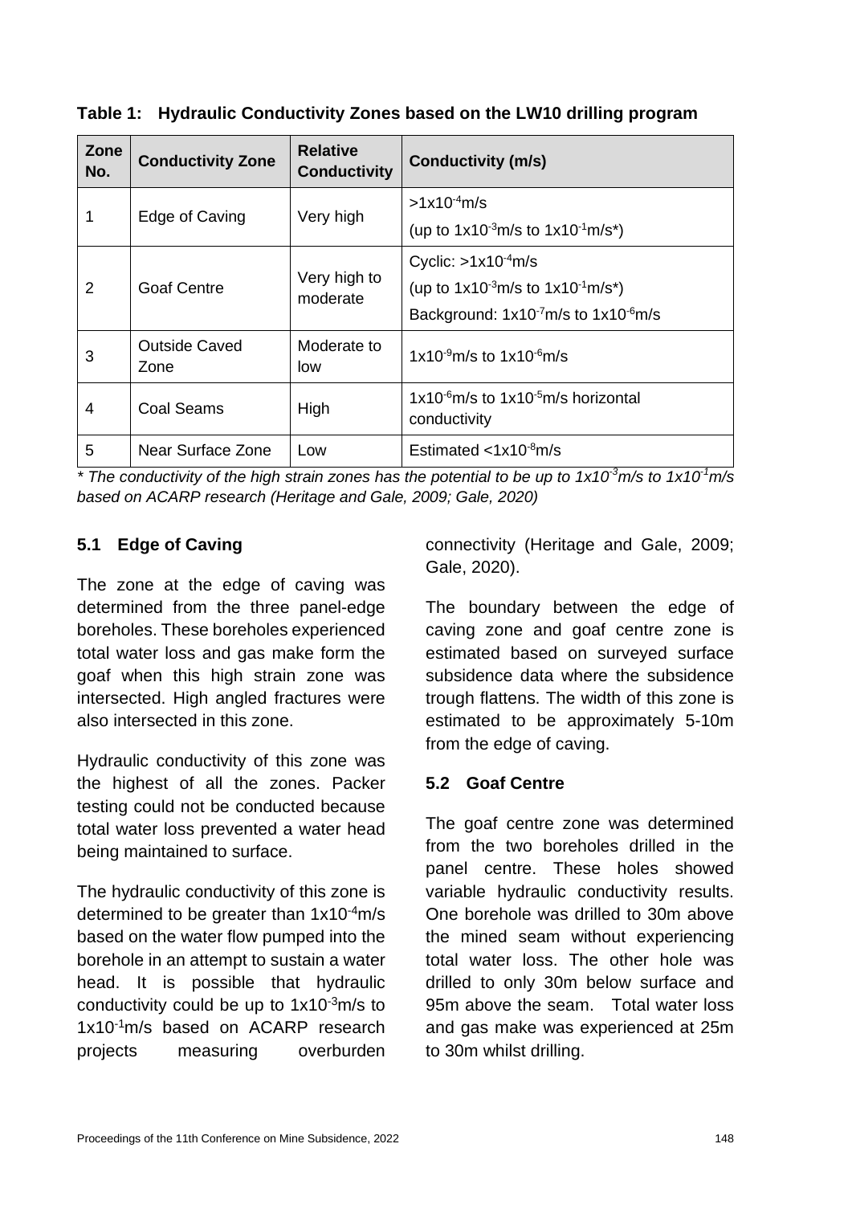**Table 1: Hydraulic Conductivity Zones based on the LW10 drilling program**

| Zone No. | Conductivity Zone | Relative Conductivity | Conductivity (m/s) |
|---|---|---|---|
| 1 | Edge of Caving | Very high | $>1x10^{-4}$m/s<br>(up to $1x10^{-3}$m/s to $1x10^{-1}$m/s*) |
| 2 | Goaf Centre | Very high to moderate | Cyclic: $>1x10^{-4}$m/s<br>(up to $1x10^{-3}$m/s to $1x10^{-1}$m/s*)<br>Background: $1x10^{-7}$m/s to $1x10^{-6}$m/s |
| 3 | Outside Caved Zone | Moderate to low | $1x10^{-9}$m/s to $1x10^{-6}$m/s |
| 4 | Coal Seams | High | $1x10^{-6}$m/s to $1x10^{-5}$m/s horizontal conductivity |
| 5 | Near Surface Zone | Low | Estimated $<1x10^{-8}$m/s |

*\* The conductivity of the high strain zones has the potential to be up to $1x10^{-3}$m/s to $1x10^{-1}$m/s based on ACARP research (Heritage and Gale, 2009; Gale, 2020)*

### 5.1 Edge of Caving

The zone at the edge of caving was determined from the three panel-edge boreholes. These boreholes experienced total water loss and gas make form the goaf when this high strain zone was intersected. High angled fractures were also intersected in this zone.

Hydraulic conductivity of this zone was the highest of all the zones. Packer testing could not be conducted because total water loss prevented a water head being maintained to surface.

The hydraulic conductivity of this zone is determined to be greater than $1x10^{-4}$m/s based on the water flow pumped into the borehole in an attempt to sustain a water head. It is possible that hydraulic conductivity could be up to $1x10^{-3}$m/s to $1x10^{-1}$m/s based on ACARP research projects measuring overburden connectivity (Heritage and Gale, 2009; Gale, 2020).

The boundary between the edge of caving zone and goaf centre zone is estimated based on surveyed surface subsidence data where the subsidence trough flattens. The width of this zone is estimated to be approximately 5-10m from the edge of caving.

### 5.2 Goaf Centre

The goaf centre zone was determined from the two boreholes drilled in the panel centre. These holes showed variable hydraulic conductivity results. One borehole was drilled to 30m above the mined seam without experiencing total water loss. The other hole was drilled to only 30m below surface and 95m above the seam. Total water loss and gas make was experienced at 25m to 30m whilst drilling.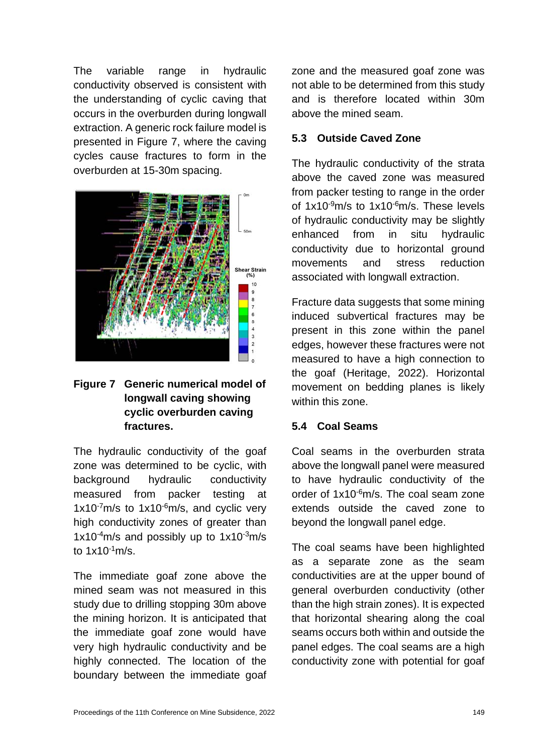The variable range in hydraulic conductivity observed is consistent with the understanding of cyclic caving that occurs in the overburden during longwall extraction. A generic rock failure model is presented in Figure 7, where the caving cycles cause fractures to form in the overburden at 15-30m spacing.

**Figure 7 Generic numerical model of longwall caving showing cyclic overburden caving fractures.**

The hydraulic conductivity of the goaf zone was determined to be cyclic, with background hydraulic conductivity measured from packer testing at $1 \times 10^{-7}$m/s to $1 \times 10^{-6}$m/s, and cyclic very high conductivity zones of greater than $1 \times 10^{-4}$m/s and possibly up to $1 \times 10^{-3}$m/s to $1 \times 10^{-1}$m/s.

The immediate goaf zone above the mined seam was not measured in this study due to drilling stopping 30m above the mining horizon. It is anticipated that the immediate goaf zone would have very high hydraulic conductivity and be highly connected. The location of the boundary between the immediate goaf zone and the measured goaf zone was not able to be determined from this study and is therefore located within 30m above the mined seam.

### 5.3 Outside Caved Zone

The hydraulic conductivity of the strata above the caved zone was measured from packer testing to range in the order of $1 \times 10^{-9}$m/s to $1 \times 10^{-6}$m/s. These levels of hydraulic conductivity may be slightly enhanced from in situ hydraulic conductivity due to horizontal ground movements and stress reduction associated with longwall extraction.

Fracture data suggests that some mining induced subvertical fractures may be present in this zone within the panel edges, however these fractures were not measured to have a high connection to the goaf (Heritage, 2022). Horizontal movement on bedding planes is likely within this zone.

### 5.4 Coal Seams

Coal seams in the overburden strata above the longwall panel were measured to have hydraulic conductivity of the order of $1 \times 10^{-6}$m/s. The coal seam zone extends outside the caved zone to beyond the longwall panel edge.

The coal seams have been highlighted as a separate zone as the seam conductivities are at the upper bound of general overburden conductivity (other than the high strain zones). It is expected that horizontal shearing along the coal seams occurs both within and outside the panel edges. The coal seams are a high conductivity zone with potential for goaf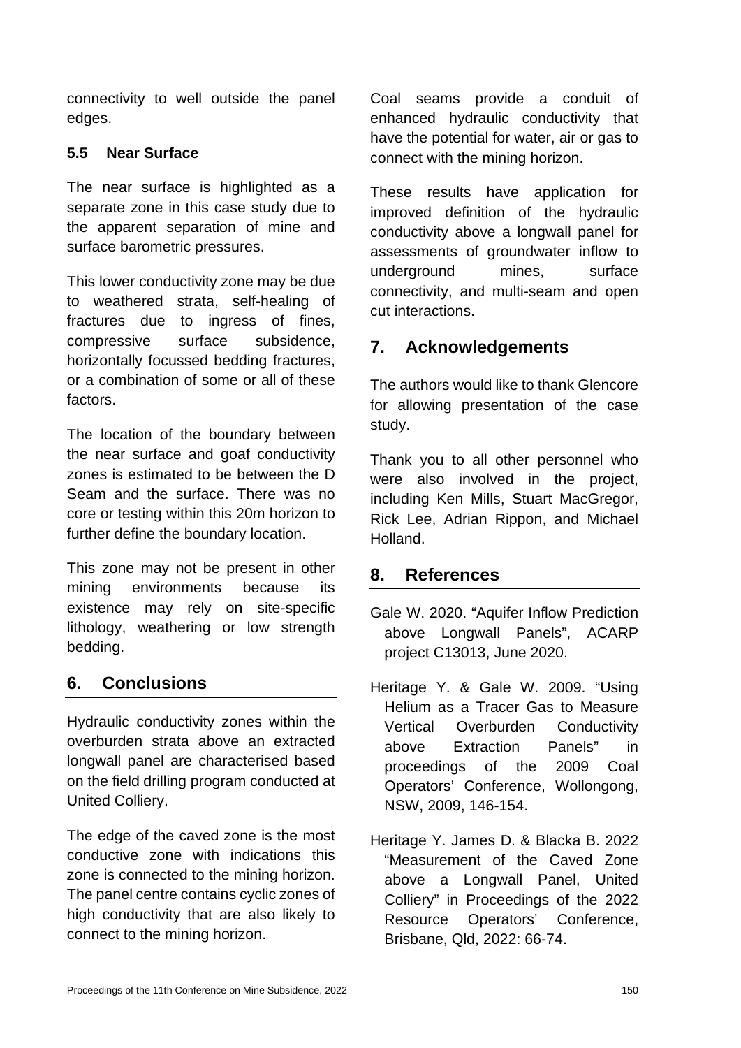connectivity to well outside the panel edges.

### 5.5 Near Surface

The near surface is highlighted as a separate zone in this case study due to the apparent separation of mine and surface barometric pressures.

This lower conductivity zone may be due to weathered strata, self-healing of fractures due to ingress of fines, compressive surface subsidence, horizontally focussed bedding fractures, or a combination of some or all of these factors.

The location of the boundary between the near surface and goaf conductivity zones is estimated to be between the D Seam and the surface. There was no core or testing within this 20m horizon to further define the boundary location.

This zone may not be present in other mining environments because its existence may rely on site-specific lithology, weathering or low strength bedding.

## 6. Conclusions

Hydraulic conductivity zones within the overburden strata above an extracted longwall panel are characterised based on the field drilling program conducted at United Colliery.

The edge of the caved zone is the most conductive zone with indications this zone is connected to the mining horizon. The panel centre contains cyclic zones of high conductivity that are also likely to connect to the mining horizon.

Coal seams provide a conduit of enhanced hydraulic conductivity that have the potential for water, air or gas to connect with the mining horizon.

These results have application for improved definition of the hydraulic conductivity above a longwall panel for assessments of groundwater inflow to underground mines, surface connectivity, and multi-seam and open cut interactions.

## 7. Acknowledgements

The authors would like to thank Glencore for allowing presentation of the case study.

Thank you to all other personnel who were also involved in the project, including Ken Mills, Stuart MacGregor, Rick Lee, Adrian Rippon, and Michael Holland.

## 8. References

Gale W. 2020. “Aquifer Inflow Prediction above Longwall Panels”, ACARP project C13013, June 2020.

Heritage Y. & Gale W. 2009. “Using Helium as a Tracer Gas to Measure Vertical Overburden Conductivity above Extraction Panels” in proceedings of the 2009 Coal Operators’ Conference, Wollongong, NSW, 2009, 146-154.

Heritage Y. James D. & Blacka B. 2022 “Measurement of the Caved Zone above a Longwall Panel, United Colliery” in Proceedings of the 2022 Resource Operators’ Conference, Brisbane, Qld, 2022: 66-74.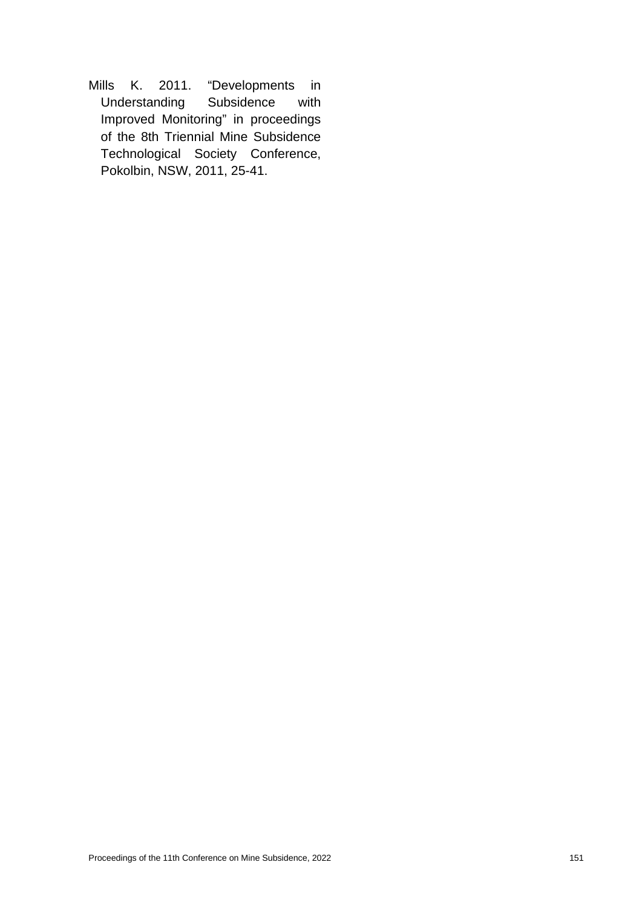Mills K. 2011. “Developments in Understanding Subsidence with Improved Monitoring” in proceedings of the 8th Triennial Mine Subsidence Technological Society Conference, Pokolbin, NSW, 2011, 25-41.